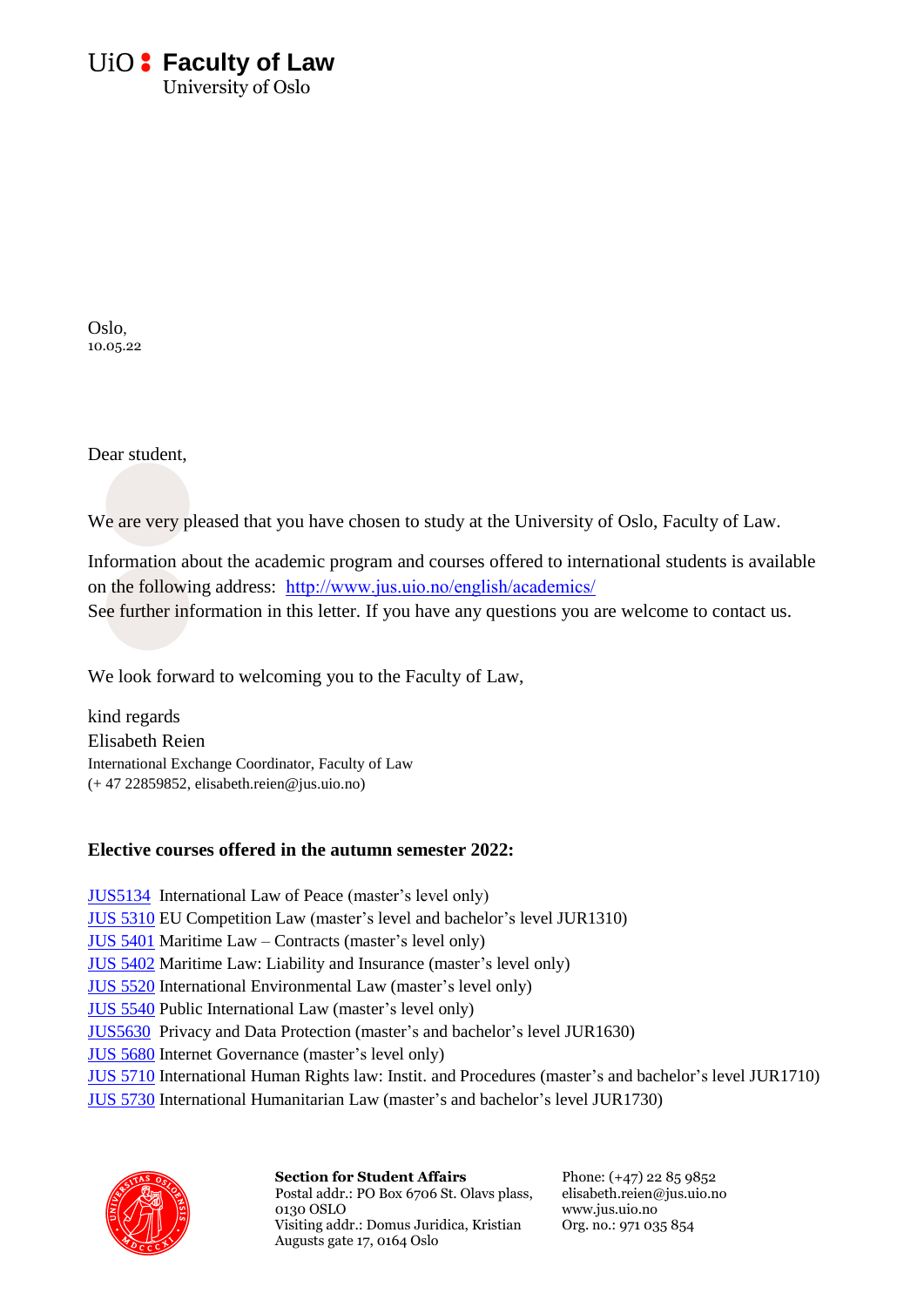# UiO : Faculty of Law
University of Oslo

Oslo,
10.05.22

Dear student,

We are very pleased that you have chosen to study at the University of Oslo, Faculty of Law.

Information about the academic program and courses offered to international students is available on the following address: [http://www.jus.uio.no/english/academics/](http://www.jus.uio.no/english/academics/)
See further information in this letter. If you have any questions you are welcome to contact us.

We look forward to welcoming you to the Faculty of Law,

kind regards
Elisabeth Reien
International Exchange Coordinator, Faculty of Law
(+ 47 22859852, elisabeth.reien@jus.uio.no)

**Elective courses offered in the autumn semester 2022:**

JUS5134 International Law of Peace (master's level only)
JUS 5310 EU Competition Law (master's level and bachelor's level JUR1310)
JUS 5401 Maritime Law – Contracts (master's level only)
JUS 5402 Maritime Law: Liability and Insurance (master's level only)
JUS 5520 International Environmental Law (master's level only)
JUS 5540 Public International Law (master's level only)
JUS5630 Privacy and Data Protection (master's and bachelor's level JUR1630)
JUS 5680 Internet Governance (master's level only)
JUS 5710 International Human Rights law: Instit. and Procedures (master's and bachelor's level JUR1710)
JUS 5730 International Humanitarian Law (master's and bachelor's level JUR1730)

**Section for Student Affairs**
Postal addr.: PO Box 6706 St. Olavs plass, 0130 OSLO
Visiting addr.: Domus Juridica, Kristian Augusts gate 17, 0164 Oslo

Phone: (+47) 22 85 9852
elisabeth.reien@jus.uio.no
www.jus.uio.no
Org. no.: 971 035 854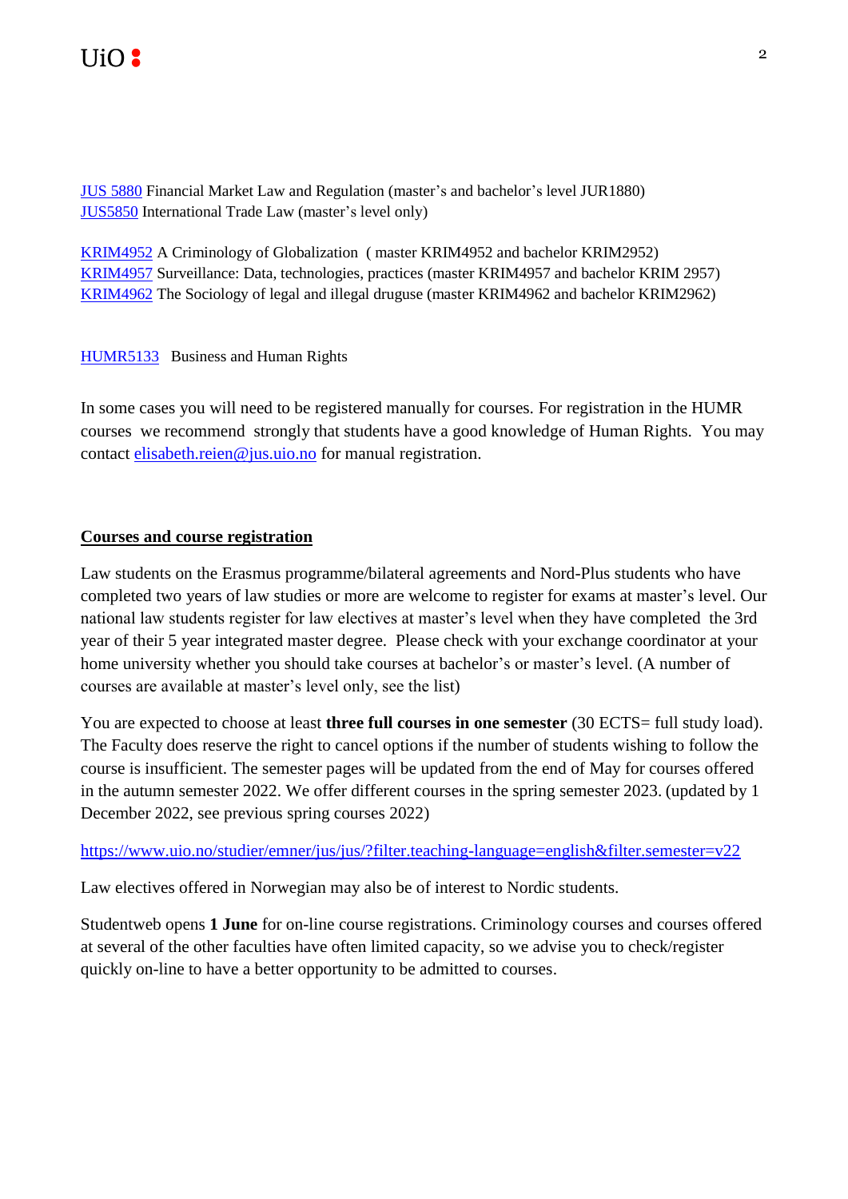JUS 5880 Financial Market Law and Regulation (master's and bachelor's level JUR1880)
JUS5850 International Trade Law (master's level only)

KRIM4952 A Criminology of Globalization ( master KRIM4952 and bachelor KRIM2952)
KRIM4957 Surveillance: Data, technologies, practices (master KRIM4957 and bachelor KRIM 2957)
KRIM4962 The Sociology of legal and illegal druguse (master KRIM4962 and bachelor KRIM2962)

HUMR5133 Business and Human Rights

In some cases you will need to be registered manually for courses. For registration in the HUMR courses we recommend strongly that students have a good knowledge of Human Rights. You may contact elisabeth.reien@jus.uio.no for manual registration.

## Courses and course registration

Law students on the Erasmus programme/bilateral agreements and Nord-Plus students who have completed two years of law studies or more are welcome to register for exams at master's level. Our national law students register for law electives at master's level when they have completed the 3rd year of their 5 year integrated master degree. Please check with your exchange coordinator at your home university whether you should take courses at bachelor's or master's level. (A number of courses are available at master's level only, see the list)

You are expected to choose at least **three full courses in one semester** (30 ECTS= full study load). The Faculty does reserve the right to cancel options if the number of students wishing to follow the course is insufficient. The semester pages will be updated from the end of May for courses offered in the autumn semester 2022. We offer different courses in the spring semester 2023. (updated by 1 December 2022, see previous spring courses 2022)

https://www.uio.no/studier/emner/jus/jus/?filter.teaching-language=english&filter.semester=v22

Law electives offered in Norwegian may also be of interest to Nordic students.

Studentweb opens **1 June** for on-line course registrations. Criminology courses and courses offered at several of the other faculties have often limited capacity, so we advise you to check/register quickly on-line to have a better opportunity to be admitted to courses.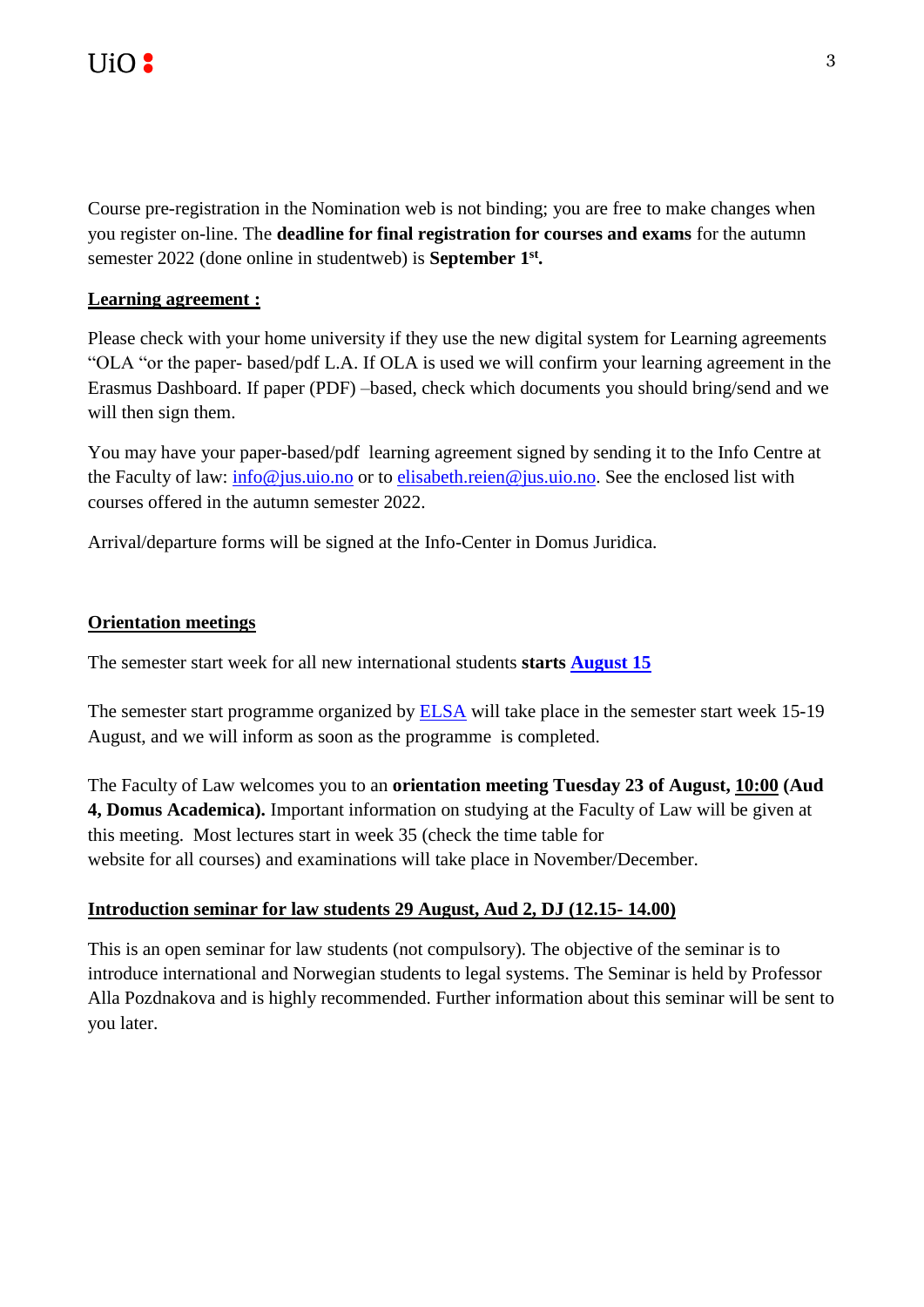Course pre-registration in the Nomination web is not binding; you are free to make changes when you register on-line. The **deadline for final registration for courses and exams** for the autumn semester 2022 (done online in studentweb) is **September 1st.**

## Learning agreement :

Please check with your home university if they use the new digital system for Learning agreements "OLA "or the paper- based/pdf L.A. If OLA is used we will confirm your learning agreement in the Erasmus Dashboard. If paper (PDF) –based, check which documents you should bring/send and we will then sign them.

You may have your paper-based/pdf learning agreement signed by sending it to the Info Centre at the Faculty of law: info@jus.uio.no or to elisabeth.reien@jus.uio.no. See the enclosed list with courses offered in the autumn semester 2022.

Arrival/departure forms will be signed at the Info-Center in Domus Juridica.

## Orientation meetings

The semester start week for all new international students **starts August 15**

The semester start programme organized by ELSA will take place in the semester start week 15-19 August, and we will inform as soon as the programme is completed.

The Faculty of Law welcomes you to an **orientation meeting Tuesday 23 of August, 10:00 (Aud 4, Domus Academica).** Important information on studying at the Faculty of Law will be given at this meeting. Most lectures start in week 35 (check the time table for website for all courses) and examinations will take place in November/December.

## Introduction seminar for law students 29 August, Aud 2, DJ (12.15- 14.00)

This is an open seminar for law students (not compulsory). The objective of the seminar is to introduce international and Norwegian students to legal systems. The Seminar is held by Professor Alla Pozdnakova and is highly recommended. Further information about this seminar will be sent to you later.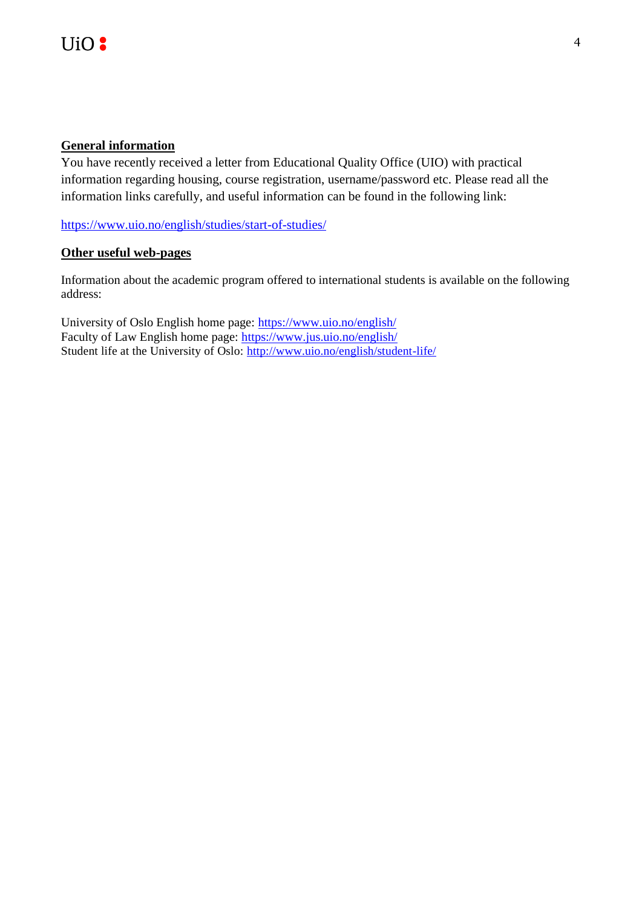**General information**

You have recently received a letter from Educational Quality Office (UIO) with practical information regarding housing, course registration, username/password etc. Please read all the information links carefully, and useful information can be found in the following link:

https://www.uio.no/english/studies/start-of-studies/

**Other useful web-pages**

Information about the academic program offered to international students is available on the following address:

University of Oslo English home page: https://www.uio.no/english/
Faculty of Law English home page: https://www.jus.uio.no/english/
Student life at the University of Oslo: http://www.uio.no/english/student-life/